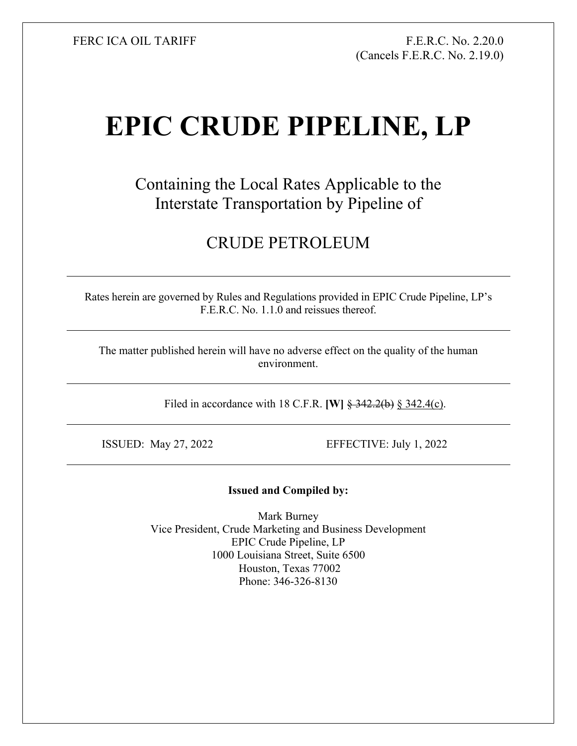FERC ICA OIL TARIFF

F.E.R.C. No. 2.20.0
(Cancels F.E.R.C. No. 2.19.0)

# EPIC CRUDE PIPELINE, LP

Containing the Local Rates Applicable to the
Interstate Transportation by Pipeline of

CRUDE PETROLEUM

---

Rates herein are governed by Rules and Regulations provided in EPIC Crude Pipeline, LP's F.E.R.C. No. 1.1.0 and reissues thereof.

---

The matter published herein will have no adverse effect on the quality of the human environment.

---

Filed in accordance with 18 C.F.R. **[W]** ~~§ 342.2(b)~~ <u>§ 342.4(c)</u>.

---

ISSUED: May 27, 2022 EFFECTIVE: July 1, 2022

---

**Issued and Compiled by:**

Mark Burney
Vice President, Crude Marketing and Business Development
EPIC Crude Pipeline, LP
1000 Louisiana Street, Suite 6500
Houston, Texas 77002
Phone: 346-326-8130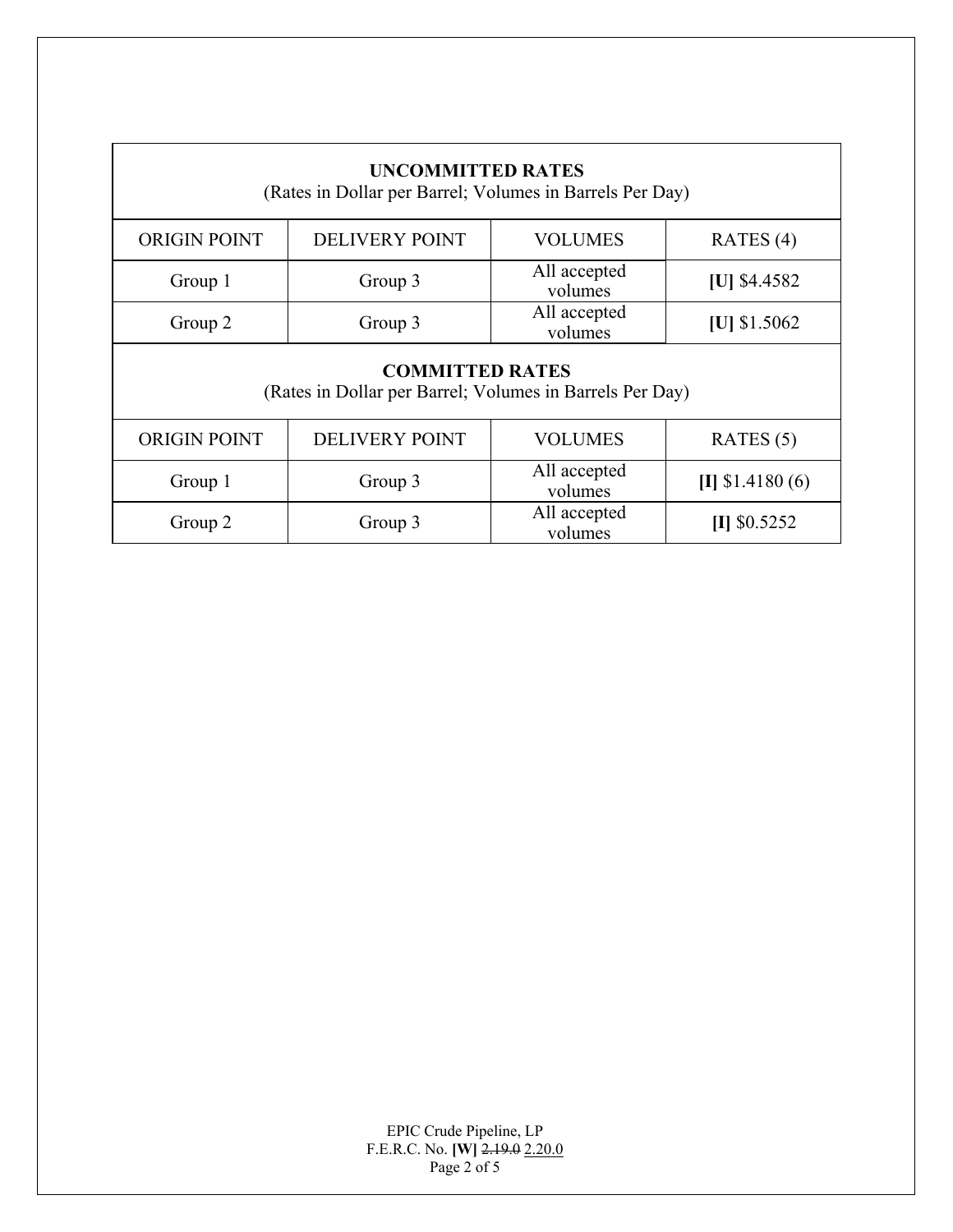| **UNCOMMITTED RATES** (Rates in Dollar per Barrel; Volumes in Barrels Per Day) | | | |
|---|---|---|---|
| ORIGIN POINT | DELIVERY POINT | VOLUMES | RATES (4) |
| Group 1 | Group 3 | All accepted volumes | **[U]** $4.4582 |
| Group 2 | Group 3 | All accepted volumes | **[U]** $1.5062 |

| **COMMITTED RATES** (Rates in Dollar per Barrel; Volumes in Barrels Per Day) | | | |
|---|---|---|---|
| ORIGIN POINT | DELIVERY POINT | VOLUMES | RATES (5) |
| Group 1 | Group 3 | All accepted volumes | **[I]** $1.4180 (6) |
| Group 2 | Group 3 | All accepted volumes | **[I]** $0.5252 |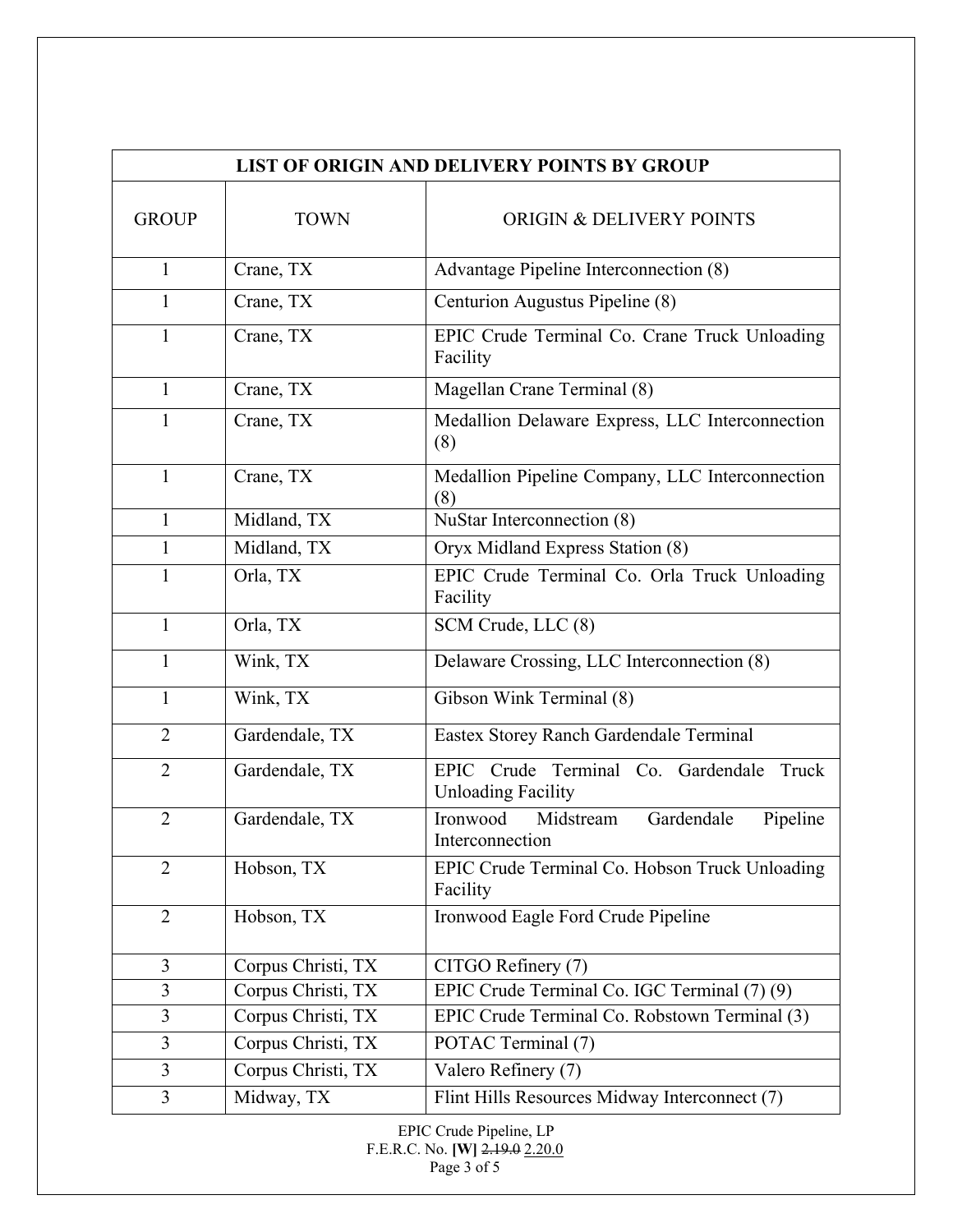| LIST OF ORIGIN AND DELIVERY POINTS BY GROUP | | |
|---|---|---|
| GROUP | TOWN | ORIGIN & DELIVERY POINTS |
| 1 | Crane, TX | Advantage Pipeline Interconnection (8) |
| 1 | Crane, TX | Centurion Augustus Pipeline (8) |
| 1 | Crane, TX | EPIC Crude Terminal Co. Crane Truck Unloading Facility |
| 1 | Crane, TX | Magellan Crane Terminal (8) |
| 1 | Crane, TX | Medallion Delaware Express, LLC Interconnection (8) |
| 1 | Crane, TX | Medallion Pipeline Company, LLC Interconnection (8) |
| 1 | Midland, TX | NuStar Interconnection (8) |
| 1 | Midland, TX | Oryx Midland Express Station (8) |
| 1 | Orla, TX | EPIC Crude Terminal Co. Orla Truck Unloading Facility |
| 1 | Orla, TX | SCM Crude, LLC (8) |
| 1 | Wink, TX | Delaware Crossing, LLC Interconnection (8) |
| 1 | Wink, TX | Gibson Wink Terminal (8) |
| 2 | Gardendale, TX | Eastex Storey Ranch Gardendale Terminal |
| 2 | Gardendale, TX | EPIC Crude Terminal Co. Gardendale Truck Unloading Facility |
| 2 | Gardendale, TX | Ironwood Midstream Gardendale Pipeline Interconnection |
| 2 | Hobson, TX | EPIC Crude Terminal Co. Hobson Truck Unloading Facility |
| 2 | Hobson, TX | Ironwood Eagle Ford Crude Pipeline |
| 3 | Corpus Christi, TX | CITGO Refinery (7) |
| 3 | Corpus Christi, TX | EPIC Crude Terminal Co. IGC Terminal (7) (9) |
| 3 | Corpus Christi, TX | EPIC Crude Terminal Co. Robstown Terminal (3) |
| 3 | Corpus Christi, TX | POTAC Terminal (7) |
| 3 | Corpus Christi, TX | Valero Refinery (7) |
| 3 | Midway, TX | Flint Hills Resources Midway Interconnect (7) |

EPIC Crude Pipeline, LP
F.E.R.C. No. **[W]** ~~2.19.0~~ 2.20.0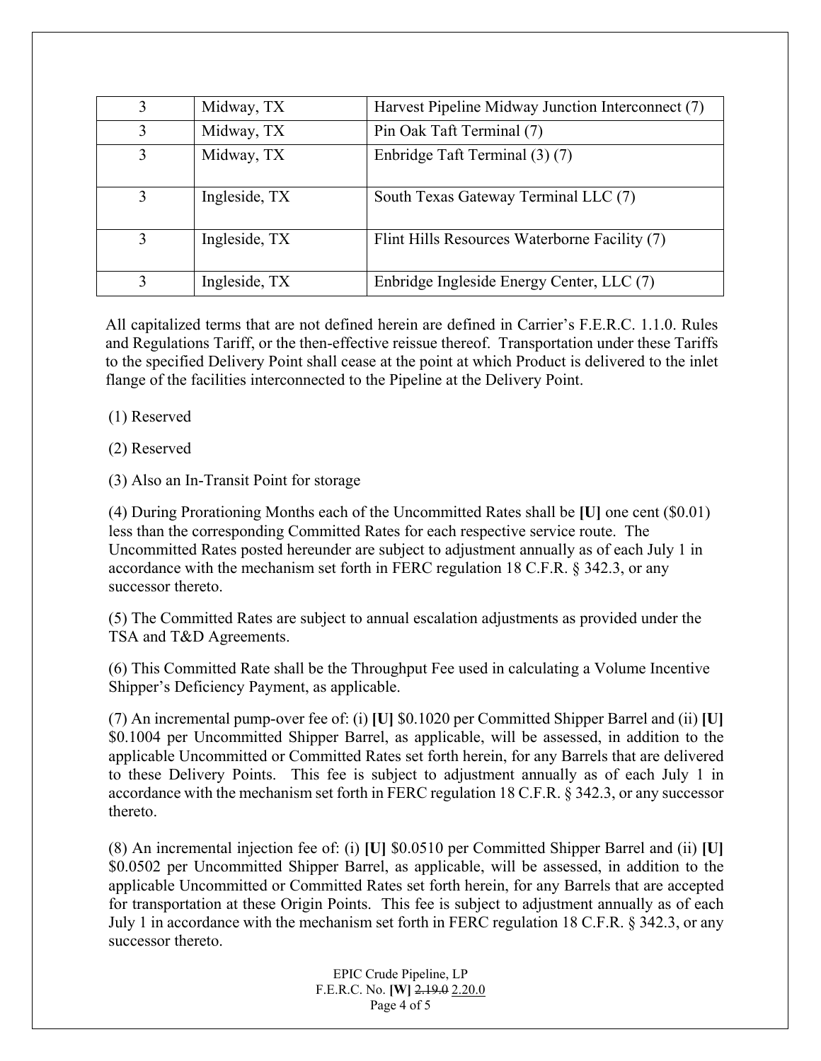| 3 | Midway, TX | Harvest Pipeline Midway Junction Interconnect (7) |
|---|---|---|
| 3 | Midway, TX | Pin Oak Taft Terminal (7) |
| 3 | Midway, TX | Enbridge Taft Terminal (3) (7) |
| 3 | Ingleside, TX | South Texas Gateway Terminal LLC (7) |
| 3 | Ingleside, TX | Flint Hills Resources Waterborne Facility (7) |
| 3 | Ingleside, TX | Enbridge Ingleside Energy Center, LLC (7) |

All capitalized terms that are not defined herein are defined in Carrier's F.E.R.C. 1.1.0. Rules and Regulations Tariff, or the then-effective reissue thereof. Transportation under these Tariffs to the specified Delivery Point shall cease at the point at which Product is delivered to the inlet flange of the facilities interconnected to the Pipeline at the Delivery Point.

(1) Reserved

(2) Reserved

(3) Also an In-Transit Point for storage

(4) During Prorationing Months each of the Uncommitted Rates shall be **[U]** one cent ($0.01) less than the corresponding Committed Rates for each respective service route. The Uncommitted Rates posted hereunder are subject to adjustment annually as of each July 1 in accordance with the mechanism set forth in FERC regulation 18 C.F.R. § 342.3, or any successor thereto.

(5) The Committed Rates are subject to annual escalation adjustments as provided under the TSA and T&D Agreements.

(6) This Committed Rate shall be the Throughput Fee used in calculating a Volume Incentive Shipper's Deficiency Payment, as applicable.

(7) An incremental pump-over fee of: (i) **[U]** $0.1020 per Committed Shipper Barrel and (ii) **[U]** $0.1004 per Uncommitted Shipper Barrel, as applicable, will be assessed, in addition to the applicable Uncommitted or Committed Rates set forth herein, for any Barrels that are delivered to these Delivery Points. This fee is subject to adjustment annually as of each July 1 in accordance with the mechanism set forth in FERC regulation 18 C.F.R. § 342.3, or any successor thereto.

(8) An incremental injection fee of: (i) **[U]** $0.0510 per Committed Shipper Barrel and (ii) **[U]** $0.0502 per Uncommitted Shipper Barrel, as applicable, will be assessed, in addition to the applicable Uncommitted or Committed Rates set forth herein, for any Barrels that are accepted for transportation at these Origin Points. This fee is subject to adjustment annually as of each July 1 in accordance with the mechanism set forth in FERC regulation 18 C.F.R. § 342.3, or any successor thereto.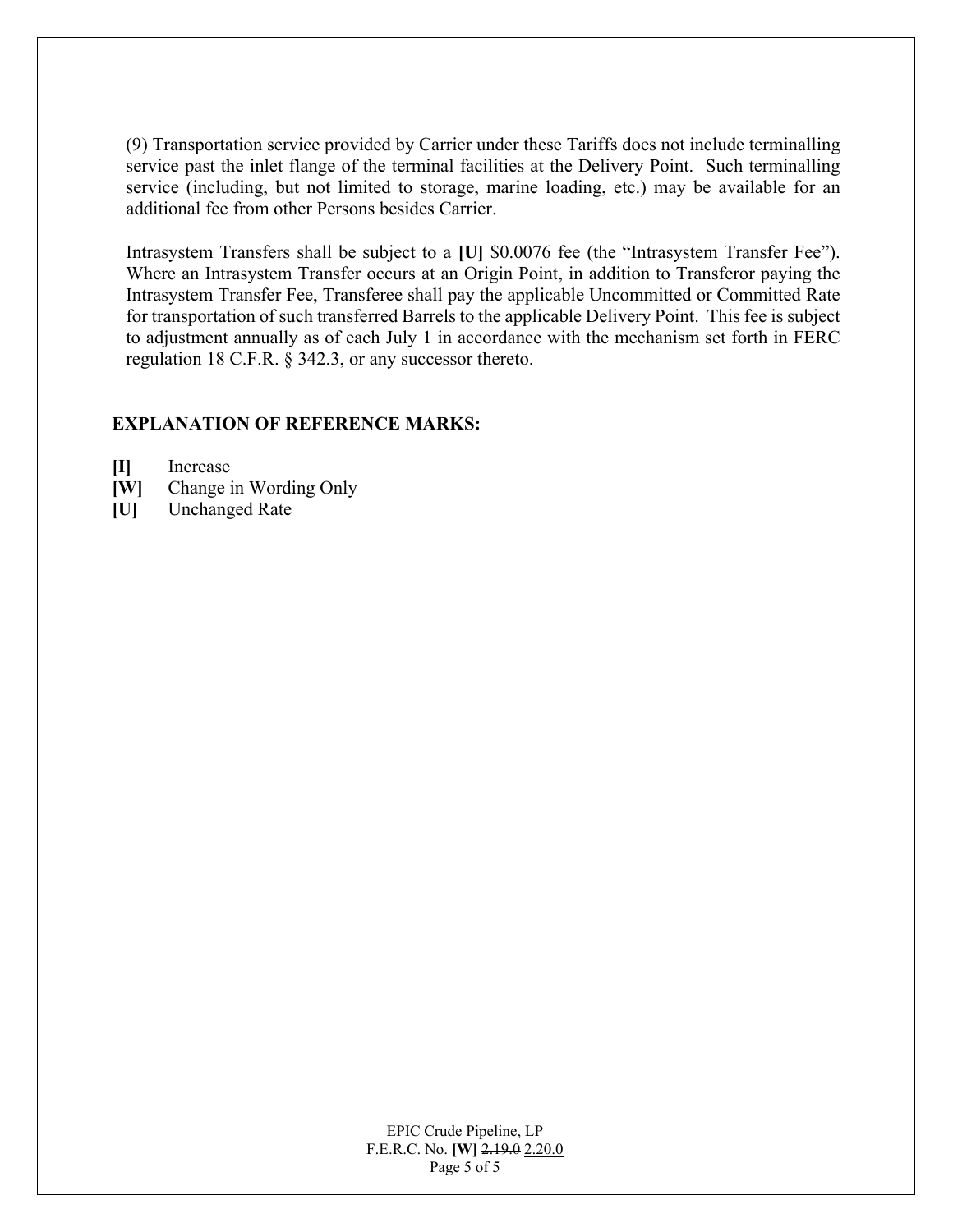(9) Transportation service provided by Carrier under these Tariffs does not include terminalling service past the inlet flange of the terminal facilities at the Delivery Point. Such terminalling service (including, but not limited to storage, marine loading, etc.) may be available for an additional fee from other Persons besides Carrier.

Intrasystem Transfers shall be subject to a **[U]** $0.0076 fee (the "Intrasystem Transfer Fee"). Where an Intrasystem Transfer occurs at an Origin Point, in addition to Transferor paying the Intrasystem Transfer Fee, Transferee shall pay the applicable Uncommitted or Committed Rate for transportation of such transferred Barrels to the applicable Delivery Point. This fee is subject to adjustment annually as of each July 1 in accordance with the mechanism set forth in FERC regulation 18 C.F.R. § 342.3, or any successor thereto.

**EXPLANATION OF REFERENCE MARKS:**

**[I]** Increase
**[W]** Change in Wording Only
**[U]** Unchanged Rate